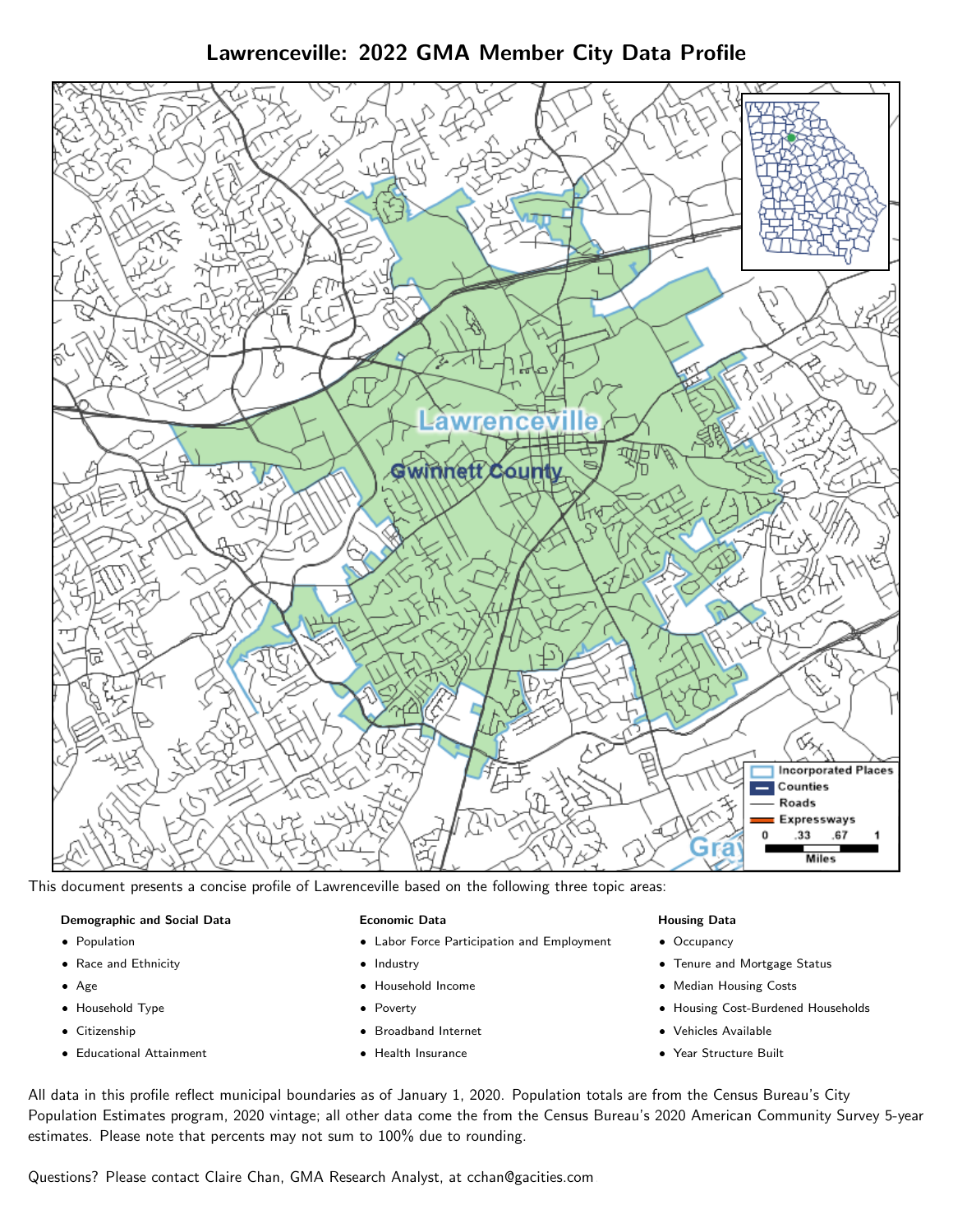# Lawrenceville: 2022 GMA Member City Data Profile

This document presents a concise profile of Lawrenceville based on the following three topic areas:

**Demographic and Social Data**

- Population
- Race and Ethnicity
- Age
- Household Type
- Citizenship
- Educational Attainment

**Economic Data**

- Labor Force Participation and Employment
- Industry
- Household Income
- Poverty
- Broadband Internet
- Health Insurance

**Housing Data**

- Occupancy
- Tenure and Mortgage Status
- Median Housing Costs
- Housing Cost-Burdened Households
- Vehicles Available
- Year Structure Built

All data in this profile reflect municipal boundaries as of January 1, 2020. Population totals are from the Census Bureau's City Population Estimates program, 2020 vintage; all other data come the from the Census Bureau's 2020 American Community Survey 5-year estimates. Please note that percents may not sum to 100% due to rounding.

Questions? Please contact Claire Chan, GMA Research Analyst, at cchan@gacities.com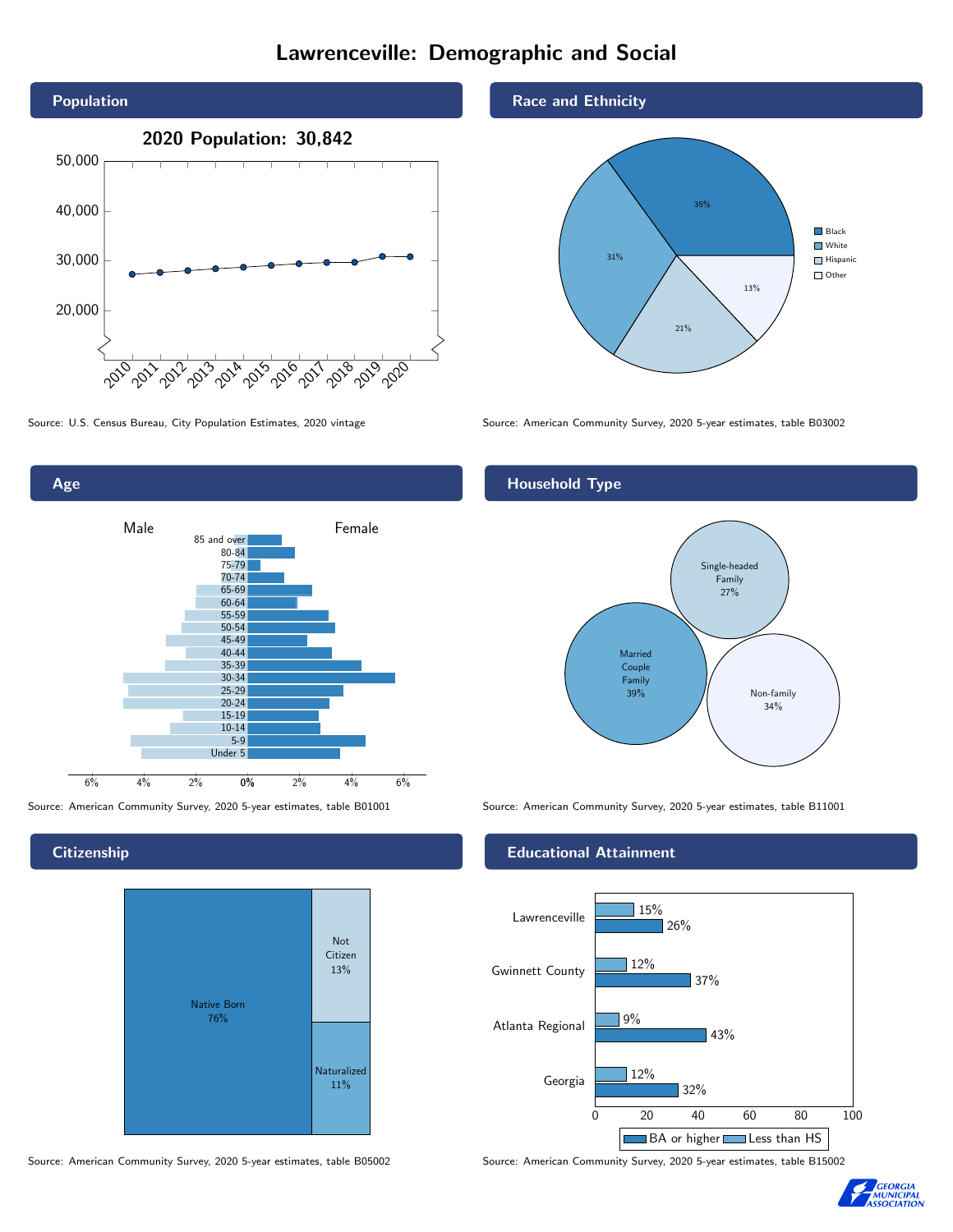# Lawrenceville: Demographic and Social

## Population

**2020 Population: 30,842**

Source: U.S. Census Bureau, City Population Estimates, 2020 vintage

## Race and Ethnicity

| Race/Ethnicity | Percent |
|---|---|
| Black | 35% |
| White | 31% |
| Hispanic | 21% |
| Other | 13% |

Source: American Community Survey, 2020 5-year estimates, table B03002

## Age

Source: American Community Survey, 2020 5-year estimates, table B01001

## Household Type

| Household Type | Percent |
|---|---|
| Married Couple Family | 39% |
| Single-headed Family | 27% |
| Non-family | 34% |

Source: American Community Survey, 2020 5-year estimates, table B11001

## Citizenship

| Citizenship | Percent |
|---|---|
| Native Born | 76% |
| Not Citizen | 13% |
| Naturalized | 11% |

Source: American Community Survey, 2020 5-year estimates, table B05002

## Educational Attainment

| Area | Less than HS | BA or higher |
|---|---|---|
| Lawrenceville | 15% | 26% |
| Gwinnett County | 12% | 37% |
| Atlanta Regional | 9% | 43% |
| Georgia | 12% | 32% |

Source: American Community Survey, 2020 5-year estimates, table B15002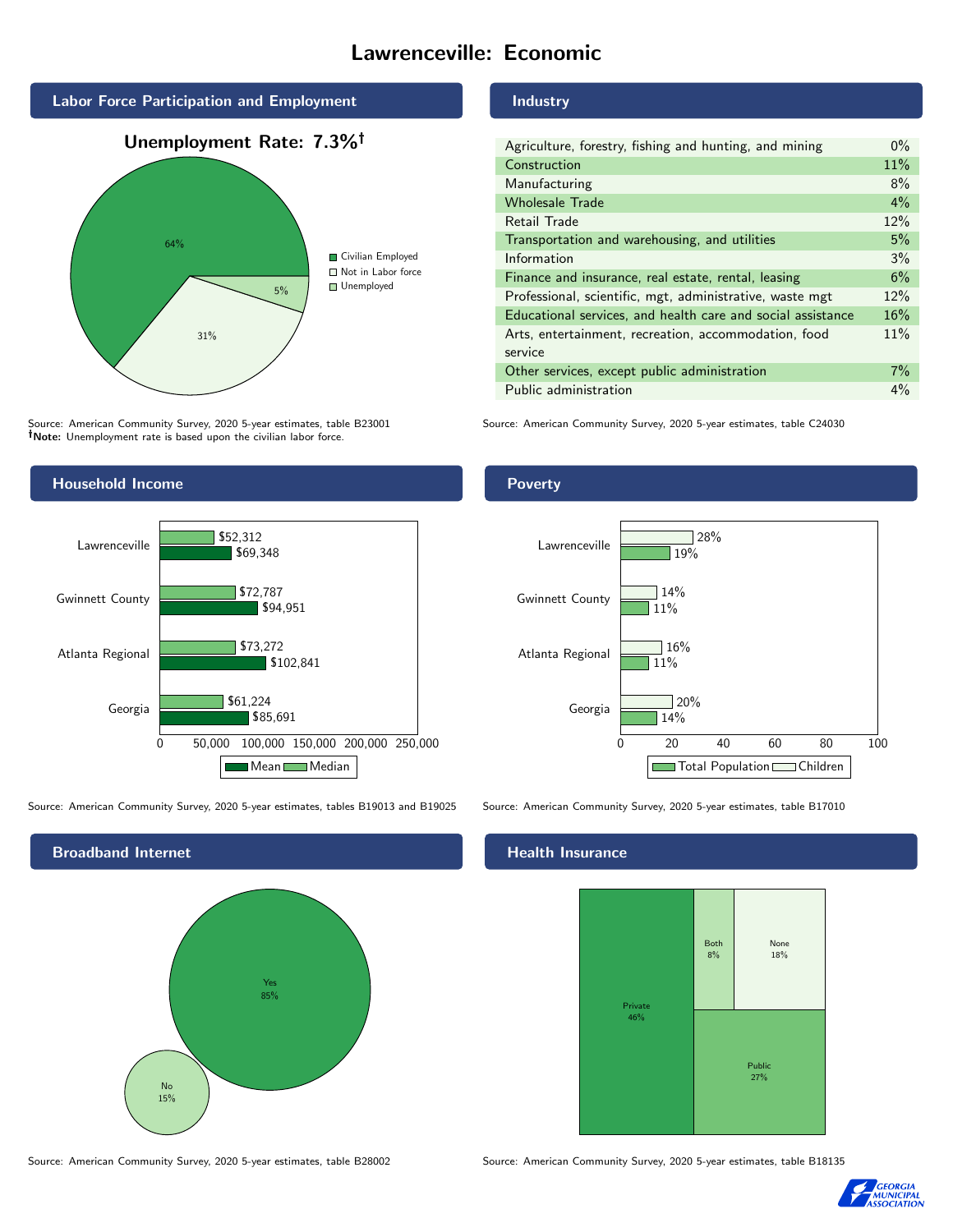# Lawrenceville: Economic

## Labor Force Participation and Employment

**Unemployment Rate: 7.3%†**

| Category | Percent |
| --- | --- |
| Civilian Employed | 64% |
| Not in Labor force | 31% |
| Unemployed | 5% |

Source: American Community Survey, 2020 5-year estimates, table B23001
**†Note:** Unemployment rate is based upon the civilian labor force.

## Industry

| Industry | Percent |
| --- | --- |
| Agriculture, forestry, fishing and hunting, and mining | 0% |
| Construction | 11% |
| Manufacturing | 8% |
| Wholesale Trade | 4% |
| Retail Trade | 12% |
| Transportation and warehousing, and utilities | 5% |
| Information | 3% |
| Finance and insurance, real estate, rental, leasing | 6% |
| Professional, scientific, mgt, administrative, waste mgt | 12% |
| Educational services, and health care and social assistance | 16% |
| Arts, entertainment, recreation, accommodation, food service | 11% |
| Other services, except public administration | 7% |
| Public administration | 4% |

Source: American Community Survey, 2020 5-year estimates, table C24030

## Household Income

| Area | Median | Mean |
| --- | --- | --- |
| Lawrenceville | $52,312 | $69,348 |
| Gwinnett County | $72,787 | $94,951 |
| Atlanta Regional | $73,272 | $102,841 |
| Georgia | $61,224 | $85,691 |

Source: American Community Survey, 2020 5-year estimates, tables B19013 and B19025

## Poverty

| Area | Children | Total Population |
| --- | --- | --- |
| Lawrenceville | 28% | 19% |
| Gwinnett County | 14% | 11% |
| Atlanta Regional | 16% | 11% |
| Georgia | 20% | 14% |

Source: American Community Survey, 2020 5-year estimates, table B17010

## Broadband Internet

| Response | Percent |
| --- | --- |
| Yes | 85% |
| No | 15% |

Source: American Community Survey, 2020 5-year estimates, table B28002

## Health Insurance

| Type | Percent |
| --- | --- |
| Private | 46% |
| Both | 8% |
| None | 18% |
| Public | 27% |

Source: American Community Survey, 2020 5-year estimates, table B18135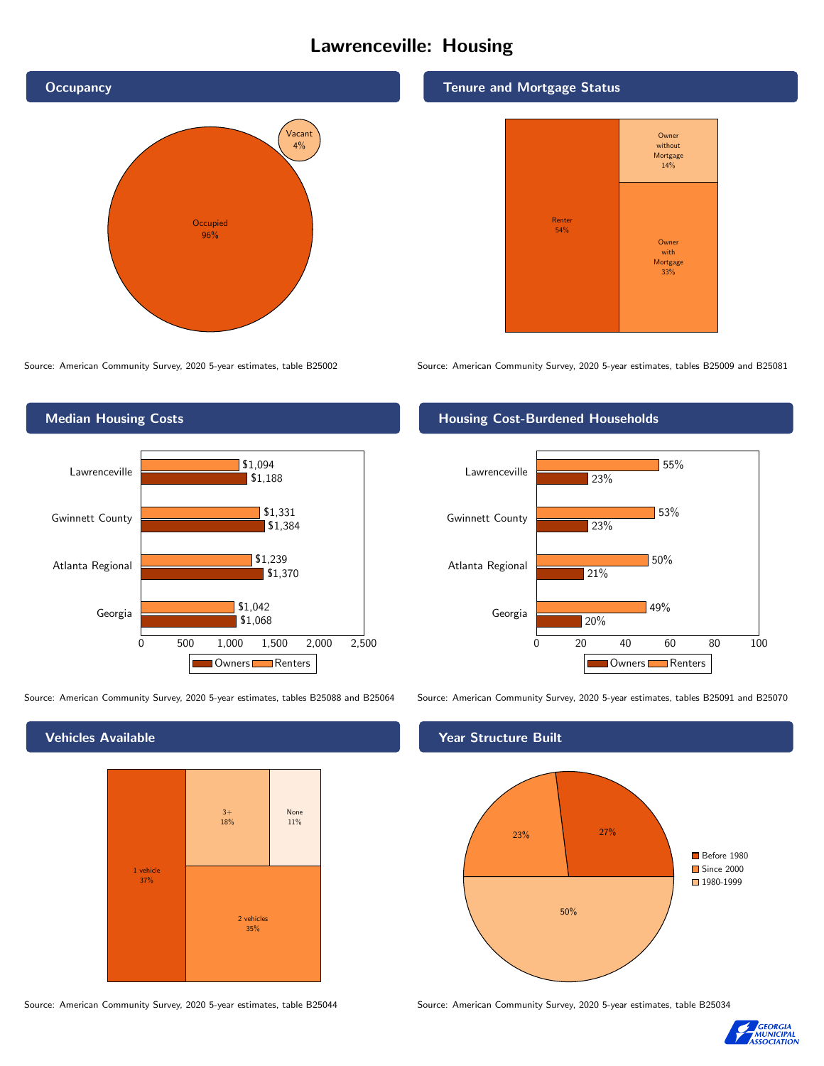# Lawrenceville: Housing

## Occupancy

Vacant
4%

Occupied
96%

Source: American Community Survey, 2020 5-year estimates, table B25002

## Tenure and Mortgage Status

Renter
54%

Owner without Mortgage
14%

Owner with Mortgage
33%

Source: American Community Survey, 2020 5-year estimates, tables B25009 and B25081

## Median Housing Costs

Lawrenceville
$1,094
$1,188

Gwinnett County
$1,331
$1,384

Atlanta Regional
$1,239
$1,370

Georgia
$1,042
$1,068

0 500 1,000 1,500 2,000 2,500

Owners Renters

Source: American Community Survey, 2020 5-year estimates, tables B25088 and B25064

## Housing Cost-Burdened Households

Lawrenceville
55%
23%

Gwinnett County
53%
23%

Atlanta Regional
50%
21%

Georgia
49%
20%

0 20 40 60 80 100

Owners Renters

Source: American Community Survey, 2020 5-year estimates, tables B25091 and B25070

## Vehicles Available

1 vehicle
37%

3+
18%

None
11%

2 vehicles
35%

Source: American Community Survey, 2020 5-year estimates, table B25044

## Year Structure Built

27%

23%

50%

Before 1980
Since 2000
1980-1999

Source: American Community Survey, 2020 5-year estimates, table B25034